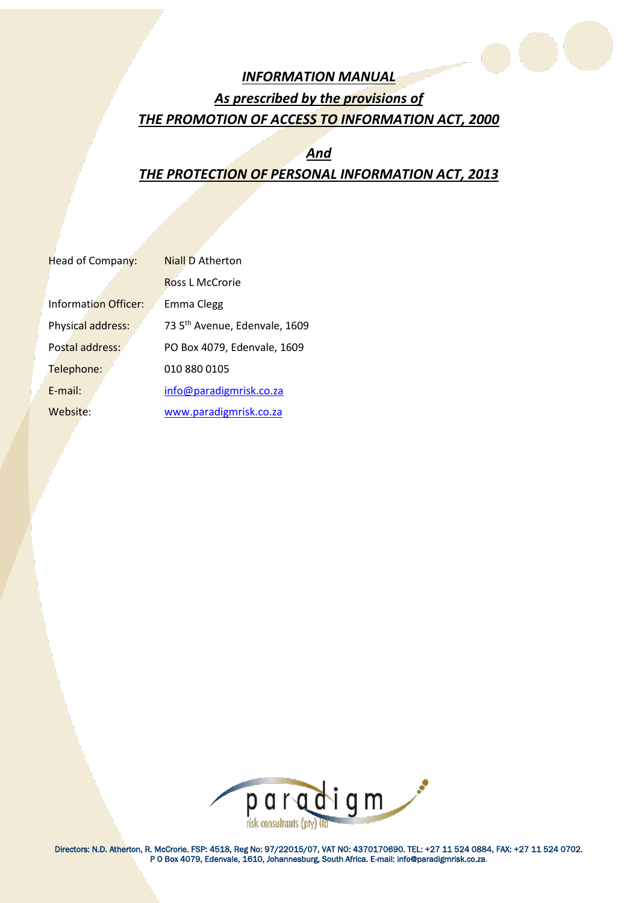# *INFORMATION MANUAL*

## *As prescribed by the provisions of*

## *THE PROMOTION OF ACCESS TO INFORMATION ACT, 2000*

## *And*

## *THE PROTECTION OF PERSONAL INFORMATION ACT, 2013*

| | |
|---|---|
| Head of Company: | Niall D Atherton |
| | Ross L McCrorie |
| Information Officer: | Emma Clegg |
| Physical address: | 73 5th Avenue, Edenvale, 1609 |
| Postal address: | PO Box 4079, Edenvale, 1609 |
| Telephone: | 010 880 0105 |
| E-mail: | info@paradigmrisk.co.za |
| Website: | www.paradigmrisk.co.za |

paradigm risk consultants (pty) ltd

Directors: N.D. Atherton, R. McCrorie. FSP: 4518, Reg No: 97/22015/07, VAT NO: 4370170690. TEL: +27 11 524 0884, FAX: +27 11 524 0702. P O Box 4079, Edenvale, 1610, Johannesburg, South Africa. E-mail: info@paradigmrisk.co.za.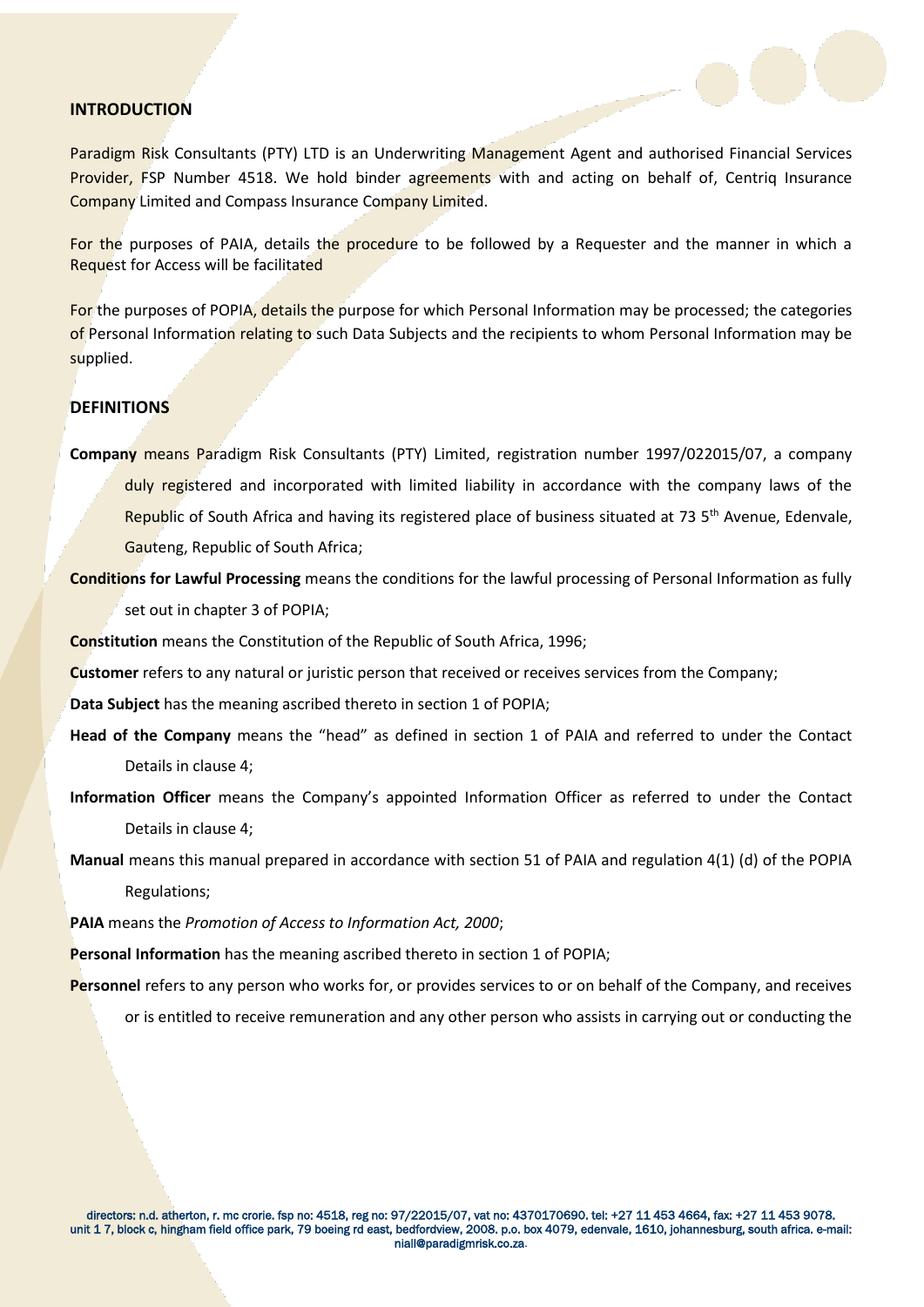## INTRODUCTION

Paradigm Risk Consultants (PTY) LTD is an Underwriting Management Agent and authorised Financial Services Provider, FSP Number 4518. We hold binder agreements with and acting on behalf of, Centriq Insurance Company Limited and Compass Insurance Company Limited.

For the purposes of PAIA, details the procedure to be followed by a Requester and the manner in which a Request for Access will be facilitated

For the purposes of POPIA, details the purpose for which Personal Information may be processed; the categories of Personal Information relating to such Data Subjects and the recipients to whom Personal Information may be supplied.

## DEFINITIONS

**Company** means Paradigm Risk Consultants (PTY) Limited, registration number 1997/022015/07, a company duly registered and incorporated with limited liability in accordance with the company laws of the Republic of South Africa and having its registered place of business situated at 73 5th Avenue, Edenvale, Gauteng, Republic of South Africa;

**Conditions for Lawful Processing** means the conditions for the lawful processing of Personal Information as fully set out in chapter 3 of POPIA;

**Constitution** means the Constitution of the Republic of South Africa, 1996;

**Customer** refers to any natural or juristic person that received or receives services from the Company;

**Data Subject** has the meaning ascribed thereto in section 1 of POPIA;

**Head of the Company** means the "head" as defined in section 1 of PAIA and referred to under the Contact Details in clause 4;

**Information Officer** means the Company's appointed Information Officer as referred to under the Contact Details in clause 4;

**Manual** means this manual prepared in accordance with section 51 of PAIA and regulation 4(1) (d) of the POPIA Regulations;

**PAIA** means the *Promotion of Access to Information Act, 2000*;

**Personal Information** has the meaning ascribed thereto in section 1 of POPIA;

**Personnel** refers to any person who works for, or provides services to or on behalf of the Company, and receives or is entitled to receive remuneration and any other person who assists in carrying out or conducting the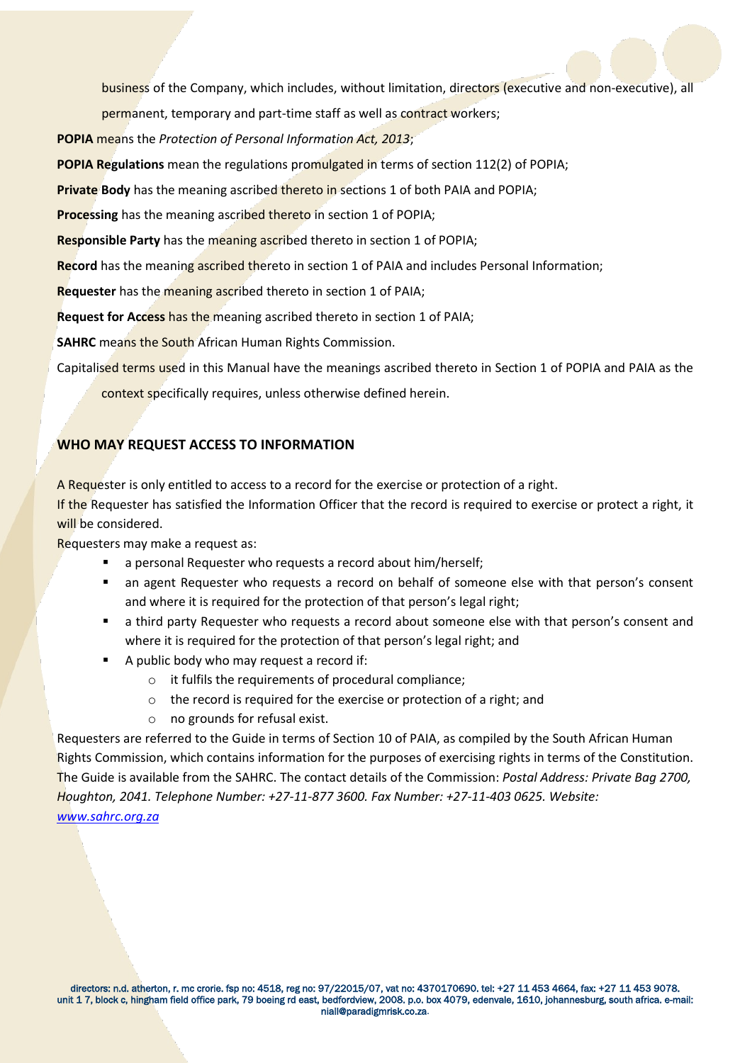business of the Company, which includes, without limitation, directors (executive and non-executive), all permanent, temporary and part-time staff as well as contract workers;

**POPIA** means the *Protection of Personal Information Act, 2013*;

**POPIA Regulations** mean the regulations promulgated in terms of section 112(2) of POPIA;

**Private Body** has the meaning ascribed thereto in sections 1 of both PAIA and POPIA;

**Processing** has the meaning ascribed thereto in section 1 of POPIA;

**Responsible Party** has the meaning ascribed thereto in section 1 of POPIA;

**Record** has the meaning ascribed thereto in section 1 of PAIA and includes Personal Information;

**Requester** has the meaning ascribed thereto in section 1 of PAIA;

**Request for Access** has the meaning ascribed thereto in section 1 of PAIA;

**SAHRC** means the South African Human Rights Commission.

Capitalised terms used in this Manual have the meanings ascribed thereto in Section 1 of POPIA and PAIA as the context specifically requires, unless otherwise defined herein.

## WHO MAY REQUEST ACCESS TO INFORMATION

A Requester is only entitled to access to a record for the exercise or protection of a right.
If the Requester has satisfied the Information Officer that the record is required to exercise or protect a right, it will be considered.
Requesters may make a request as:

- a personal Requester who requests a record about him/herself;
- an agent Requester who requests a record on behalf of someone else with that person's consent and where it is required for the protection of that person's legal right;
- a third party Requester who requests a record about someone else with that person's consent and where it is required for the protection of that person's legal right; and
- A public body who may request a record if:
  - it fulfils the requirements of procedural compliance;
  - the record is required for the exercise or protection of a right; and
  - no grounds for refusal exist.

Requesters are referred to the Guide in terms of Section 10 of PAIA, as compiled by the South African Human Rights Commission, which contains information for the purposes of exercising rights in terms of the Constitution. The Guide is available from the SAHRC. The contact details of the Commission: *Postal Address: Private Bag 2700, Houghton, 2041. Telephone Number: +27-11-877 3600. Fax Number: +27-11-403 0625. Website: [www.sahrc.org.za](www.sahrc.org.za)*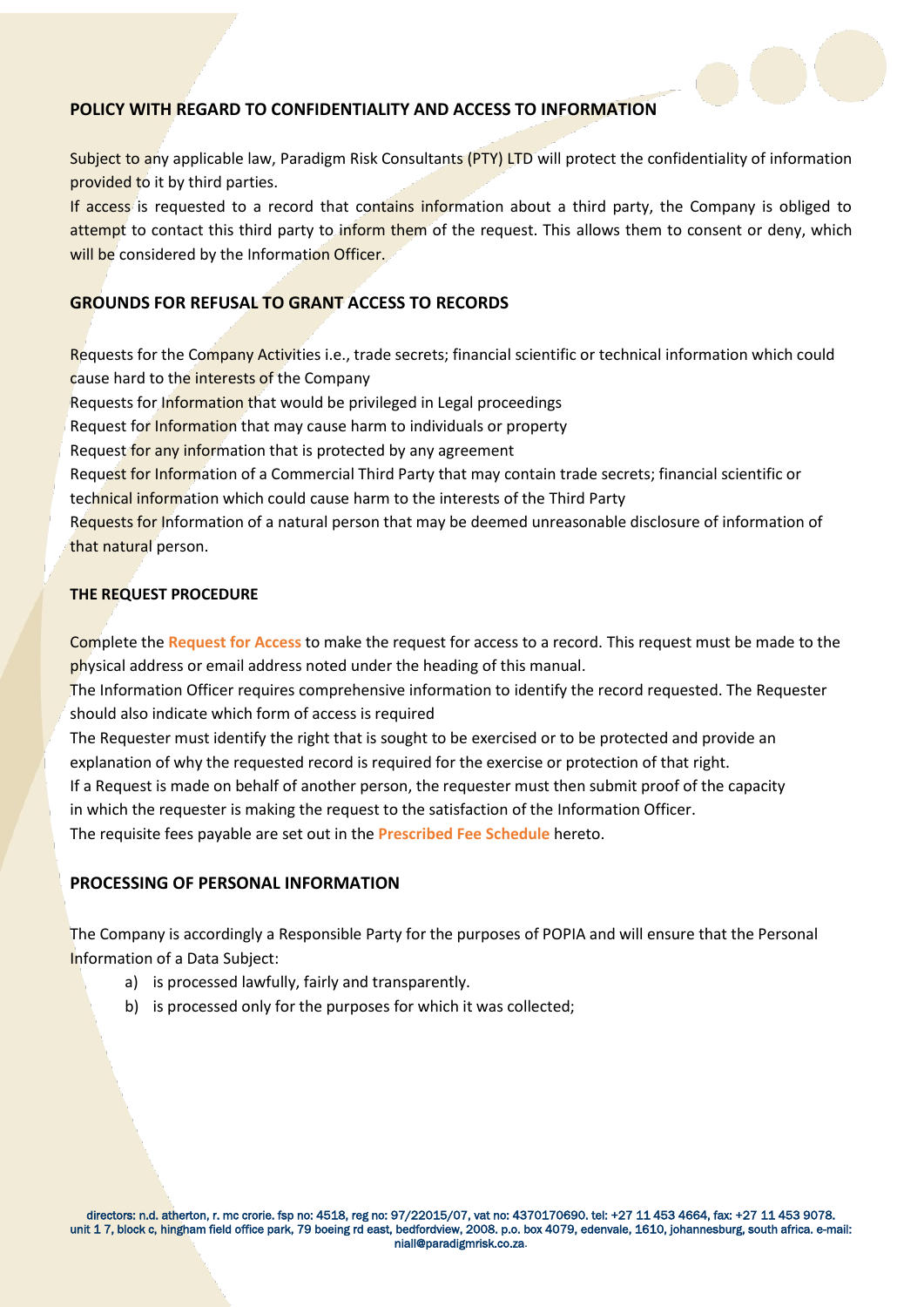## POLICY WITH REGARD TO CONFIDENTIALITY AND ACCESS TO INFORMATION

Subject to any applicable law, Paradigm Risk Consultants (PTY) LTD will protect the confidentiality of information provided to it by third parties.

If access is requested to a record that contains information about a third party, the Company is obliged to attempt to contact this third party to inform them of the request. This allows them to consent or deny, which will be considered by the Information Officer.

## GROUNDS FOR REFUSAL TO GRANT ACCESS TO RECORDS

Requests for the Company Activities i.e., trade secrets; financial scientific or technical information which could cause hard to the interests of the Company

Requests for Information that would be privileged in Legal proceedings

Request for Information that may cause harm to individuals or property

Request for any information that is protected by any agreement

Request for Information of a Commercial Third Party that may contain trade secrets; financial scientific or technical information which could cause harm to the interests of the Third Party

Requests for Information of a natural person that may be deemed unreasonable disclosure of information of that natural person.

### THE REQUEST PROCEDURE

Complete the **Request for Access** to make the request for access to a record. This request must be made to the physical address or email address noted under the heading of this manual.

The Information Officer requires comprehensive information to identify the record requested. The Requester should also indicate which form of access is required

The Requester must identify the right that is sought to be exercised or to be protected and provide an explanation of why the requested record is required for the exercise or protection of that right.

If a Request is made on behalf of another person, the requester must then submit proof of the capacity in which the requester is making the request to the satisfaction of the Information Officer.

The requisite fees payable are set out in the **Prescribed Fee Schedule** hereto.

## PROCESSING OF PERSONAL INFORMATION

The Company is accordingly a Responsible Party for the purposes of POPIA and will ensure that the Personal Information of a Data Subject:

a) is processed lawfully, fairly and transparently.
b) is processed only for the purposes for which it was collected;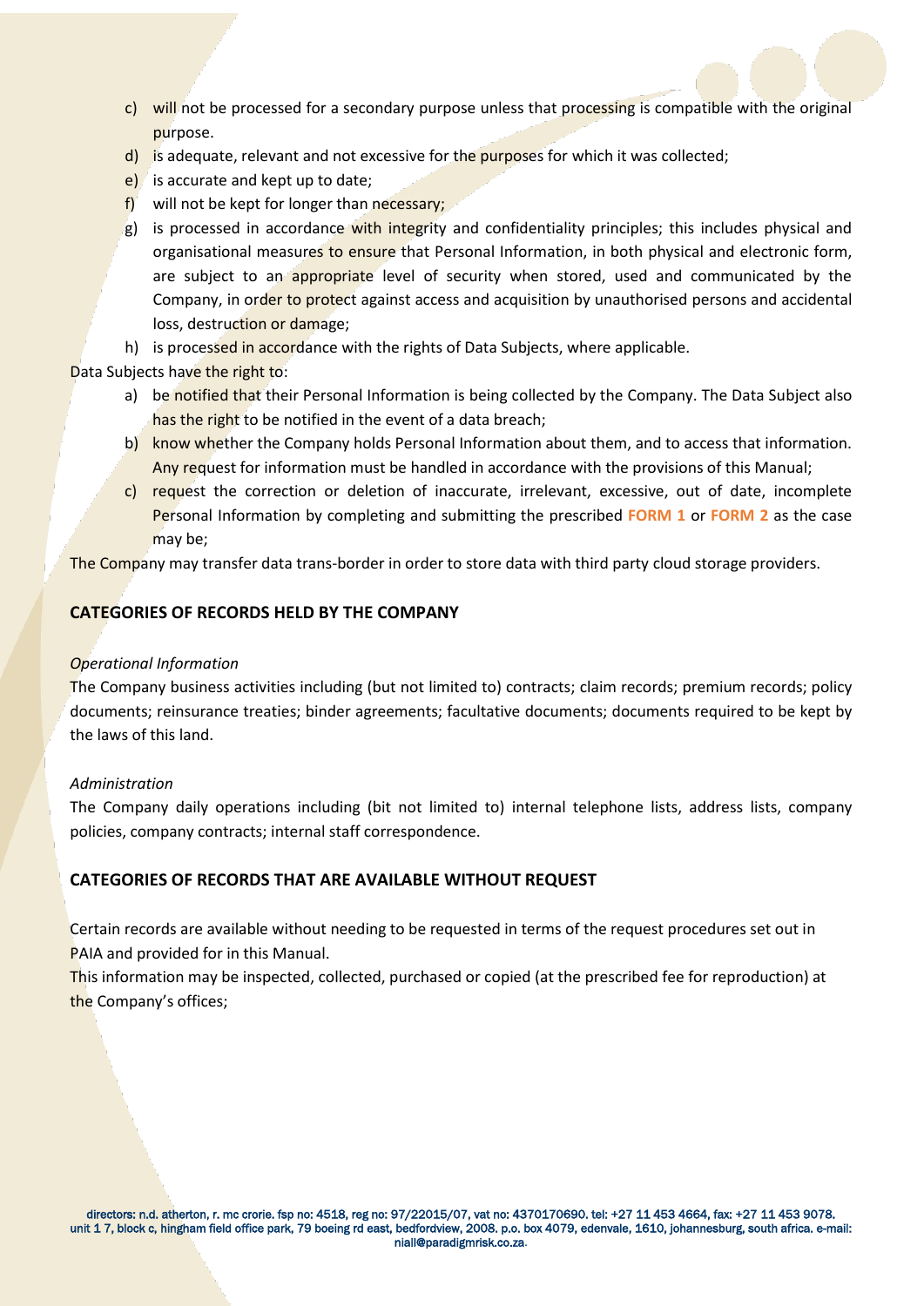c) will not be processed for a secondary purpose unless that processing is compatible with the original purpose.
d) is adequate, relevant and not excessive for the purposes for which it was collected;
e) is accurate and kept up to date;
f) will not be kept for longer than necessary;
g) is processed in accordance with integrity and confidentiality principles; this includes physical and organisational measures to ensure that Personal Information, in both physical and electronic form, are subject to an appropriate level of security when stored, used and communicated by the Company, in order to protect against access and acquisition by unauthorised persons and accidental loss, destruction or damage;
h) is processed in accordance with the rights of Data Subjects, where applicable.

Data Subjects have the right to:

a) be notified that their Personal Information is being collected by the Company. The Data Subject also has the right to be notified in the event of a data breach;
b) know whether the Company holds Personal Information about them, and to access that information. Any request for information must be handled in accordance with the provisions of this Manual;
c) request the correction or deletion of inaccurate, irrelevant, excessive, out of date, incomplete Personal Information by completing and submitting the prescribed **FORM 1** or **FORM 2** as the case may be;

The Company may transfer data trans-border in order to store data with third party cloud storage providers.

## CATEGORIES OF RECORDS HELD BY THE COMPANY

*Operational Information*

The Company business activities including (but not limited to) contracts; claim records; premium records; policy documents; reinsurance treaties; binder agreements; facultative documents; documents required to be kept by the laws of this land.

*Administration*

The Company daily operations including (bit not limited to) internal telephone lists, address lists, company policies, company contracts; internal staff correspondence.

## CATEGORIES OF RECORDS THAT ARE AVAILABLE WITHOUT REQUEST

Certain records are available without needing to be requested in terms of the request procedures set out in PAIA and provided for in this Manual.

This information may be inspected, collected, purchased or copied (at the prescribed fee for reproduction) at the Company's offices;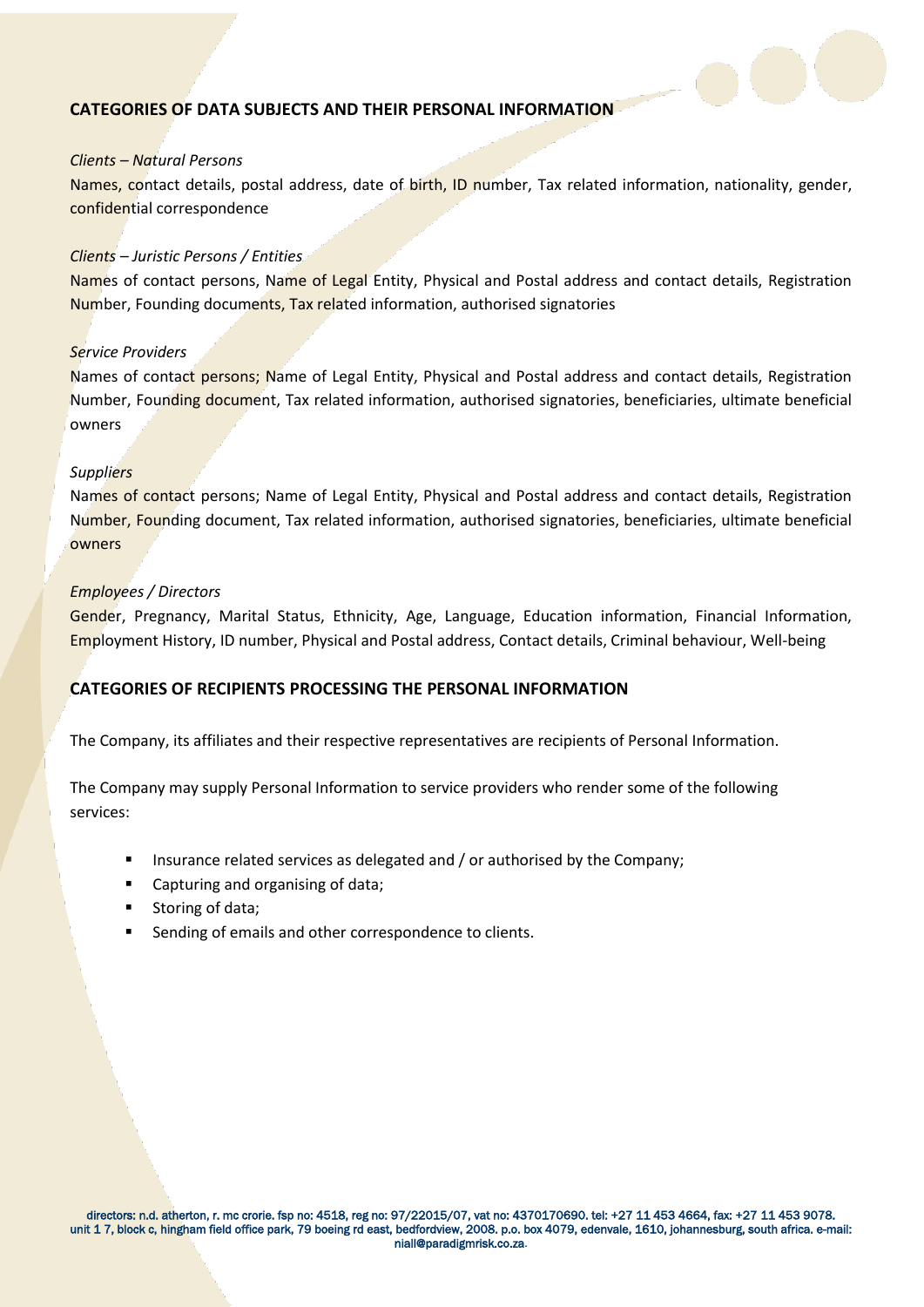## CATEGORIES OF DATA SUBJECTS AND THEIR PERSONAL INFORMATION

*Clients – Natural Persons*

Names, contact details, postal address, date of birth, ID number, Tax related information, nationality, gender, confidential correspondence

*Clients – Juristic Persons / Entities*

Names of contact persons, Name of Legal Entity, Physical and Postal address and contact details, Registration Number, Founding documents, Tax related information, authorised signatories

*Service Providers*

Names of contact persons; Name of Legal Entity, Physical and Postal address and contact details, Registration Number, Founding document, Tax related information, authorised signatories, beneficiaries, ultimate beneficial owners

*Suppliers*

Names of contact persons; Name of Legal Entity, Physical and Postal address and contact details, Registration Number, Founding document, Tax related information, authorised signatories, beneficiaries, ultimate beneficial owners

*Employees / Directors*

Gender, Pregnancy, Marital Status, Ethnicity, Age, Language, Education information, Financial Information, Employment History, ID number, Physical and Postal address, Contact details, Criminal behaviour, Well-being

## CATEGORIES OF RECIPIENTS PROCESSING THE PERSONAL INFORMATION

The Company, its affiliates and their respective representatives are recipients of Personal Information.

The Company may supply Personal Information to service providers who render some of the following services:

- Insurance related services as delegated and / or authorised by the Company;
- Capturing and organising of data;
- Storing of data;
- Sending of emails and other correspondence to clients.